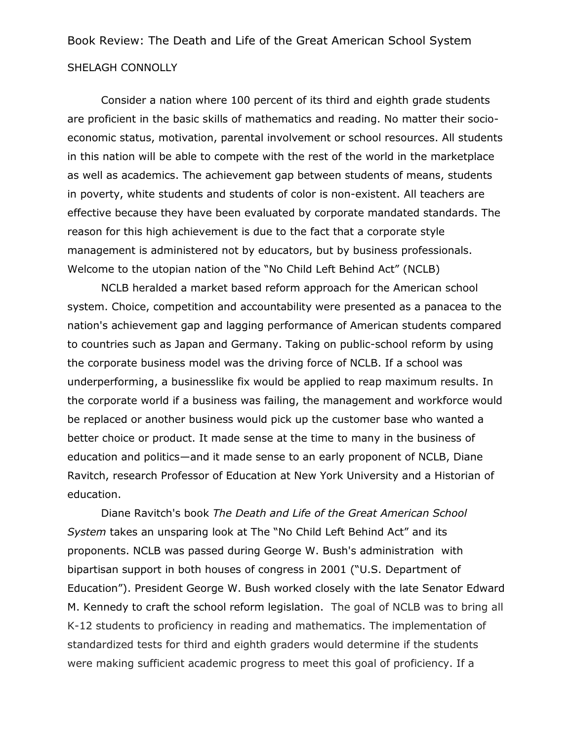# Book Review: The Death and Life of the Great American School System

SHELAGH CONNOLLY

Consider a nation where 100 percent of its third and eighth grade students are proficient in the basic skills of mathematics and reading. No matter their socio-economic status, motivation, parental involvement or school resources. All students in this nation will be able to compete with the rest of the world in the marketplace as well as academics. The achievement gap between students of means, students in poverty, white students and students of color is non-existent. All teachers are effective because they have been evaluated by corporate mandated standards. The reason for this high achievement is due to the fact that a corporate style management is administered not by educators, but by business professionals. Welcome to the utopian nation of the "No Child Left Behind Act" (NCLB)

NCLB heralded a market based reform approach for the American school system. Choice, competition and accountability were presented as a panacea to the nation's achievement gap and lagging performance of American students compared to countries such as Japan and Germany. Taking on public-school reform by using the corporate business model was the driving force of NCLB. If a school was underperforming, a businesslike fix would be applied to reap maximum results. In the corporate world if a business was failing, the management and workforce would be replaced or another business would pick up the customer base who wanted a better choice or product. It made sense at the time to many in the business of education and politics—and it made sense to an early proponent of NCLB, Diane Ravitch, research Professor of Education at New York University and a Historian of education.

Diane Ravitch's book *The Death and Life of the Great American School System* takes an unsparing look at The "No Child Left Behind Act" and its proponents. NCLB was passed during George W. Bush's administration with bipartisan support in both houses of congress in 2001 ("U.S. Department of Education"). President George W. Bush worked closely with the late Senator Edward M. Kennedy to craft the school reform legislation. The goal of NCLB was to bring all K-12 students to proficiency in reading and mathematics. The implementation of standardized tests for third and eighth graders would determine if the students were making sufficient academic progress to meet this goal of proficiency. If a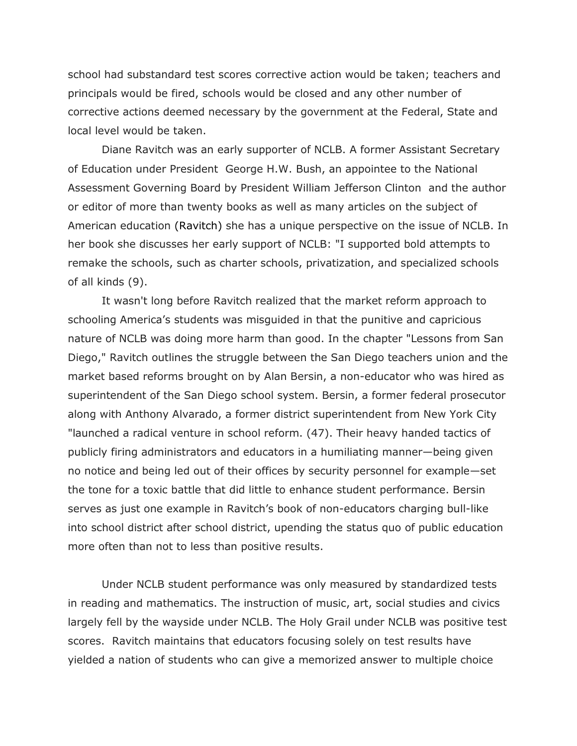school had substandard test scores corrective action would be taken; teachers and principals would be fired, schools would be closed and any other number of corrective actions deemed necessary by the government at the Federal, State and local level would be taken.

Diane Ravitch was an early supporter of NCLB. A former Assistant Secretary of Education under President George H.W. Bush, an appointee to the National Assessment Governing Board by President William Jefferson Clinton and the author or editor of more than twenty books as well as many articles on the subject of American education (Ravitch) she has a unique perspective on the issue of NCLB. In her book she discusses her early support of NCLB: "I supported bold attempts to remake the schools, such as charter schools, privatization, and specialized schools of all kinds (9).

It wasn't long before Ravitch realized that the market reform approach to schooling America's students was misguided in that the punitive and capricious nature of NCLB was doing more harm than good. In the chapter "Lessons from San Diego," Ravitch outlines the struggle between the San Diego teachers union and the market based reforms brought on by Alan Bersin, a non-educator who was hired as superintendent of the San Diego school system. Bersin, a former federal prosecutor along with Anthony Alvarado, a former district superintendent from New York City "launched a radical venture in school reform. (47). Their heavy handed tactics of publicly firing administrators and educators in a humiliating manner—being given no notice and being led out of their offices by security personnel for example—set the tone for a toxic battle that did little to enhance student performance. Bersin serves as just one example in Ravitch's book of non-educators charging bull-like into school district after school district, upending the status quo of public education more often than not to less than positive results.

Under NCLB student performance was only measured by standardized tests in reading and mathematics. The instruction of music, art, social studies and civics largely fell by the wayside under NCLB. The Holy Grail under NCLB was positive test scores. Ravitch maintains that educators focusing solely on test results have yielded a nation of students who can give a memorized answer to multiple choice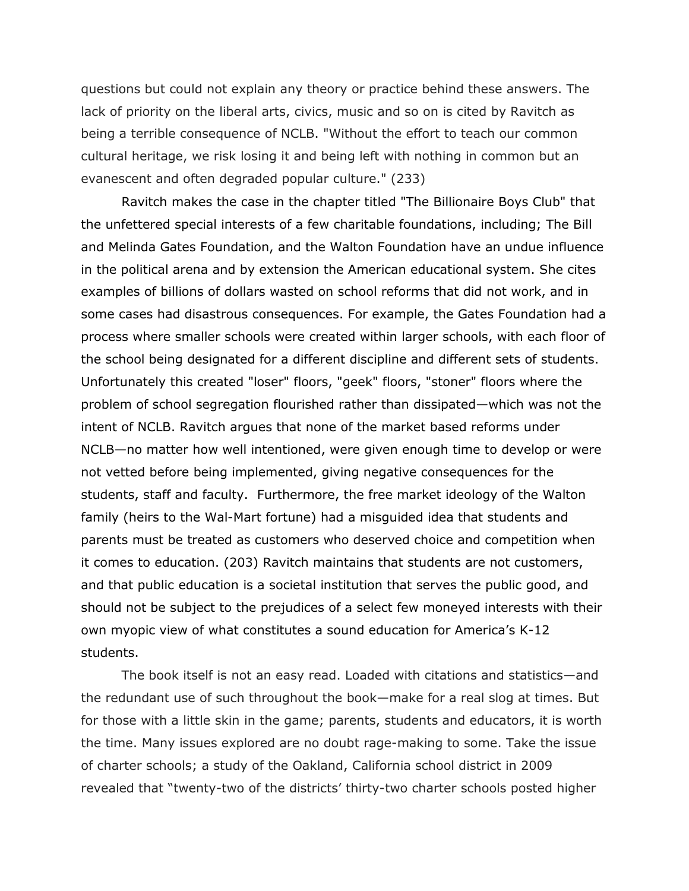questions but could not explain any theory or practice behind these answers. The lack of priority on the liberal arts, civics, music and so on is cited by Ravitch as being a terrible consequence of NCLB. "Without the effort to teach our common cultural heritage, we risk losing it and being left with nothing in common but an evanescent and often degraded popular culture." (233)

Ravitch makes the case in the chapter titled "The Billionaire Boys Club" that the unfettered special interests of a few charitable foundations, including; The Bill and Melinda Gates Foundation, and the Walton Foundation have an undue influence in the political arena and by extension the American educational system. She cites examples of billions of dollars wasted on school reforms that did not work, and in some cases had disastrous consequences. For example, the Gates Foundation had a process where smaller schools were created within larger schools, with each floor of the school being designated for a different discipline and different sets of students. Unfortunately this created "loser" floors, "geek" floors, "stoner" floors where the problem of school segregation flourished rather than dissipated—which was not the intent of NCLB. Ravitch argues that none of the market based reforms under NCLB—no matter how well intentioned, were given enough time to develop or were not vetted before being implemented, giving negative consequences for the students, staff and faculty.  Furthermore, the free market ideology of the Walton family (heirs to the Wal-Mart fortune) had a misguided idea that students and parents must be treated as customers who deserved choice and competition when it comes to education. (203) Ravitch maintains that students are not customers, and that public education is a societal institution that serves the public good, and should not be subject to the prejudices of a select few moneyed interests with their own myopic view of what constitutes a sound education for America's K-12 students.

The book itself is not an easy read. Loaded with citations and statistics—and the redundant use of such throughout the book—make for a real slog at times. But for those with a little skin in the game; parents, students and educators, it is worth the time. Many issues explored are no doubt rage-making to some. Take the issue of charter schools; a study of the Oakland, California school district in 2009 revealed that "twenty-two of the districts' thirty-two charter schools posted higher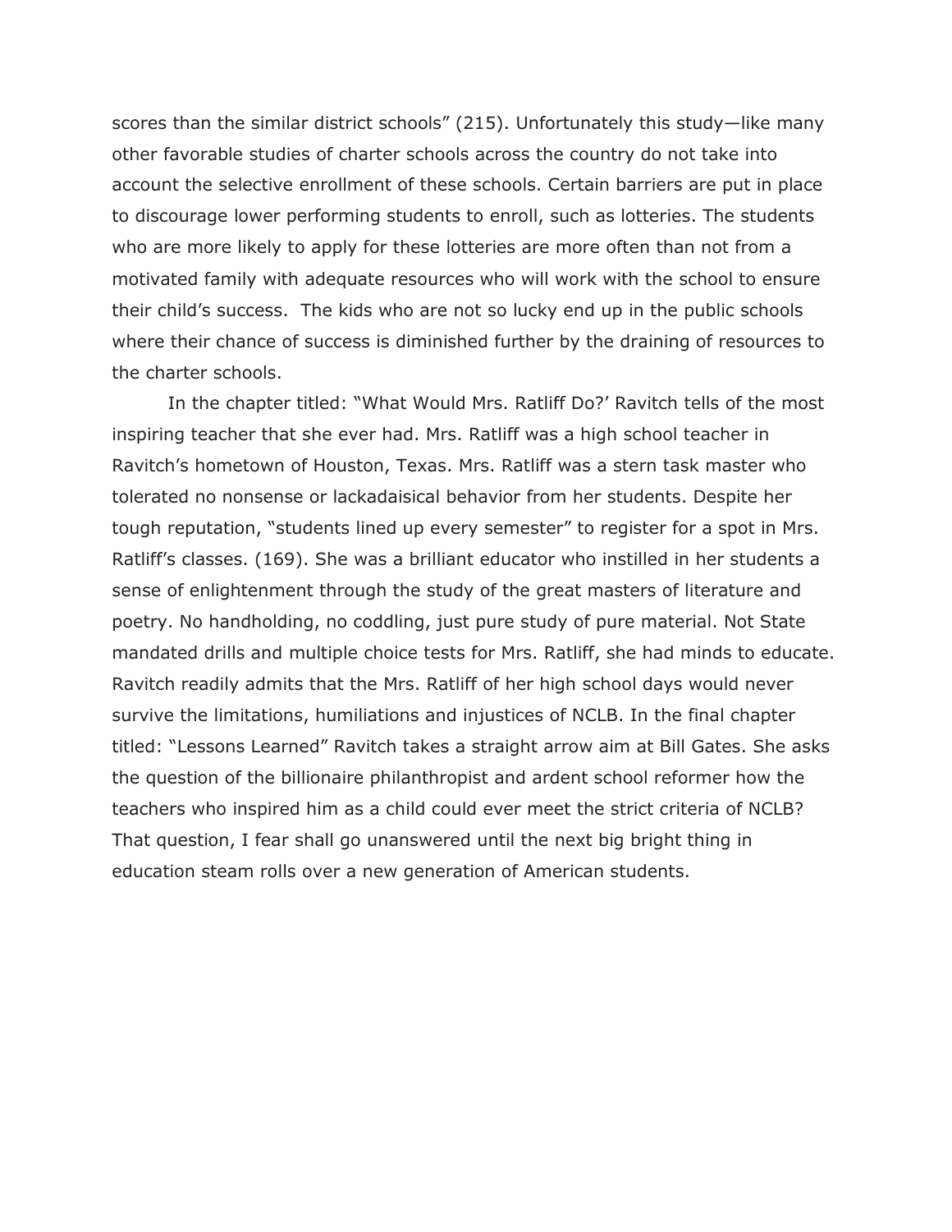scores than the similar district schools" (215). Unfortunately this study—like many other favorable studies of charter schools across the country do not take into account the selective enrollment of these schools. Certain barriers are put in place to discourage lower performing students to enroll, such as lotteries. The students who are more likely to apply for these lotteries are more often than not from a motivated family with adequate resources who will work with the school to ensure their child's success. The kids who are not so lucky end up in the public schools where their chance of success is diminished further by the draining of resources to the charter schools.

In the chapter titled: "What Would Mrs. Ratliff Do?' Ravitch tells of the most inspiring teacher that she ever had. Mrs. Ratliff was a high school teacher in Ravitch's hometown of Houston, Texas. Mrs. Ratliff was a stern task master who tolerated no nonsense or lackadaisical behavior from her students. Despite her tough reputation, "students lined up every semester" to register for a spot in Mrs. Ratliff's classes. (169). She was a brilliant educator who instilled in her students a sense of enlightenment through the study of the great masters of literature and poetry. No handholding, no coddling, just pure study of pure material. Not State mandated drills and multiple choice tests for Mrs. Ratliff, she had minds to educate. Ravitch readily admits that the Mrs. Ratliff of her high school days would never survive the limitations, humiliations and injustices of NCLB. In the final chapter titled: "Lessons Learned" Ravitch takes a straight arrow aim at Bill Gates. She asks the question of the billionaire philanthropist and ardent school reformer how the teachers who inspired him as a child could ever meet the strict criteria of NCLB? That question, I fear shall go unanswered until the next big bright thing in education steam rolls over a new generation of American students.